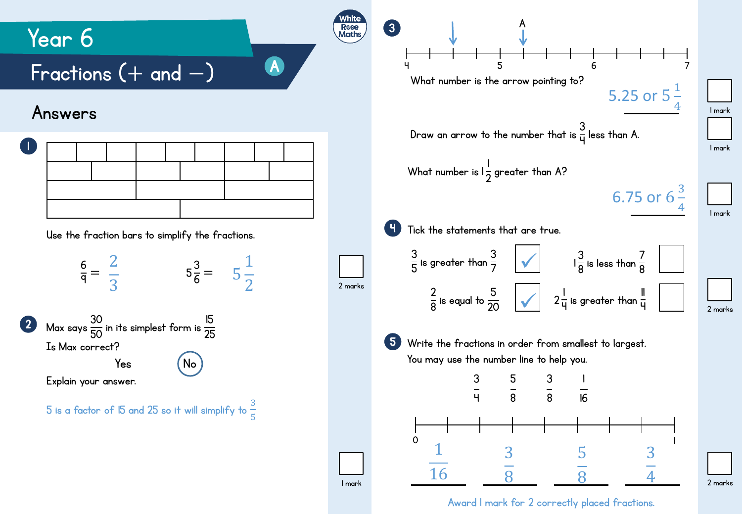# Year 6

## Fractions (+ and −)

A

## Answers

**1**

| | | | | | | | | |
|---|---|---|---|---|---|---|---|---|

Use the fraction bars to simplify the fractions.

$\frac{6}{9} = \frac{2}{3}$

$5\frac{3}{6} = 5\frac{1}{2}$

2 marks

**2** Max says $\frac{30}{50}$ in its simplest form is $\frac{15}{25}$

Is Max correct?

Yes **No** (circled)

Explain your answer.

5 is a factor of 15 and 25 so it will simplify to $\frac{3}{5}$

1 mark

**3** (Number line from 4 to 7, with an arrow pointing between 4 and 5, and an arrow labelled A pointing between 5 and 6)

What number is the arrow pointing to?

5.25 or $5\frac{1}{4}$

1 mark

Draw an arrow to the number that is $\frac{3}{4}$ less than A.

1 mark

What number is $1\frac{1}{2}$ greater than A?

6.75 or $6\frac{3}{4}$

1 mark

**4** Tick the statements that are true.

| Statement | |
|---|---|
| $\frac{3}{5}$ is greater than $\frac{3}{7}$ | ✓ |
| $1\frac{3}{8}$ is less than $\frac{7}{8}$ | |
| $\frac{2}{8}$ is equal to $\frac{5}{20}$ | ✓ |
| $2\frac{1}{4}$ is greater than $\frac{11}{4}$ | |

2 marks

**5** Write the fractions in order from smallest to largest.

You may use the number line to help you.

$\frac{3}{4}$ $\frac{5}{8}$ $\frac{3}{8}$ $\frac{1}{16}$

(Number line from 0 to 1)

$\frac{1}{16}$, $\frac{3}{8}$, $\frac{5}{8}$, $\frac{3}{4}$

Award 1 mark for 2 correctly placed fractions.

2 marks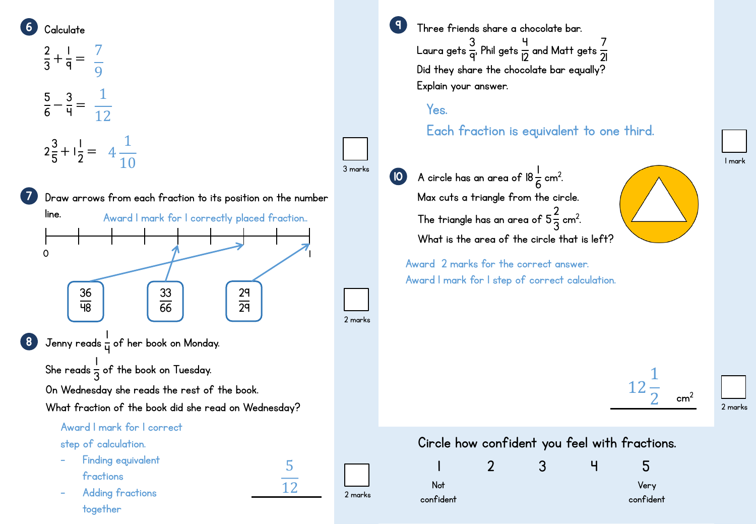**6** Calculate

$\frac{2}{3} + \frac{1}{9} = \frac{7}{9}$

$\frac{5}{6} - \frac{3}{4} = \frac{1}{12}$

$2\frac{3}{5} + 1\frac{1}{2} = 4\frac{1}{10}$

3 marks

**7** Draw arrows from each fraction to its position on the number line.

Award 1 mark for 1 correctly placed fraction.

0

1

$\frac{36}{48}$

$\frac{33}{66}$

$\frac{29}{29}$

2 marks

**8** Jenny reads $\frac{1}{4}$ of her book on Monday.

She reads $\frac{1}{3}$ of the book on Tuesday.

On Wednesday she reads the rest of the book.

What fraction of the book did she read on Wednesday?

Award 1 mark for 1 correct step of calculation.

- Finding equivalent fractions
- Adding fractions together

$\frac{5}{12}$

2 marks

**9** Three friends share a chocolate bar.

Laura gets $\frac{3}{9}$, Phil gets $\frac{4}{12}$ and Matt gets $\frac{7}{21}$

Did they share the chocolate bar equally?

Explain your answer.

Yes.

Each fraction is equivalent to one third.

1 mark

**10** A circle has an area of $18\frac{1}{6}$ cm$^2$.

Max cuts a triangle from the circle.

The triangle has an area of $5\frac{2}{3}$ cm$^2$.

What is the area of the circle that is left?

Award 2 marks for the correct answer.

Award 1 mark for 1 step of correct calculation.

$12\frac{1}{2}$ cm$^2$

2 marks

Circle how confident you feel with fractions.

1 Not confident | 2 | 3 | 4 | 5 Very confident